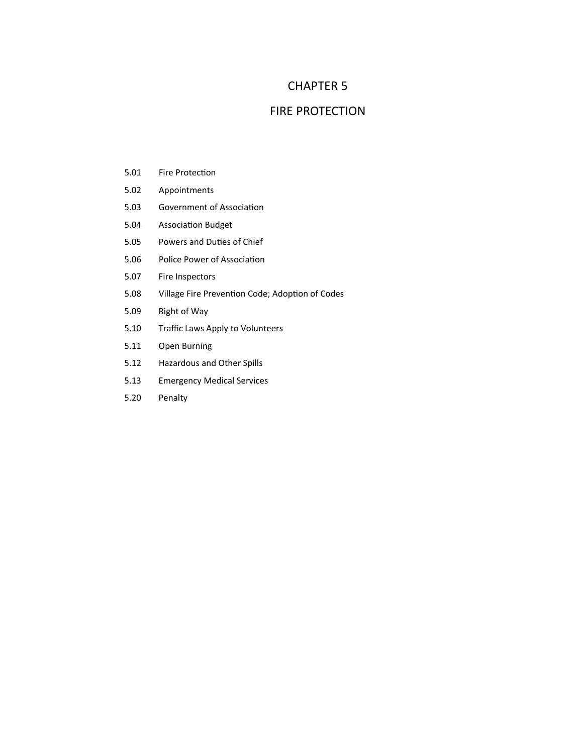# CHAPTER 5

# FIRE PROTECTION

5.01 Fire Protection

5.02 Appointments

5.03 Government of Association

5.04 Association Budget

5.05 Powers and Duties of Chief

5.06 Police Power of Association

5.07 Fire Inspectors

5.08 Village Fire Prevention Code; Adoption of Codes

5.09 Right of Way

5.10 Traffic Laws Apply to Volunteers

5.11 Open Burning

5.12 Hazardous and Other Spills

5.13 Emergency Medical Services

5.20 Penalty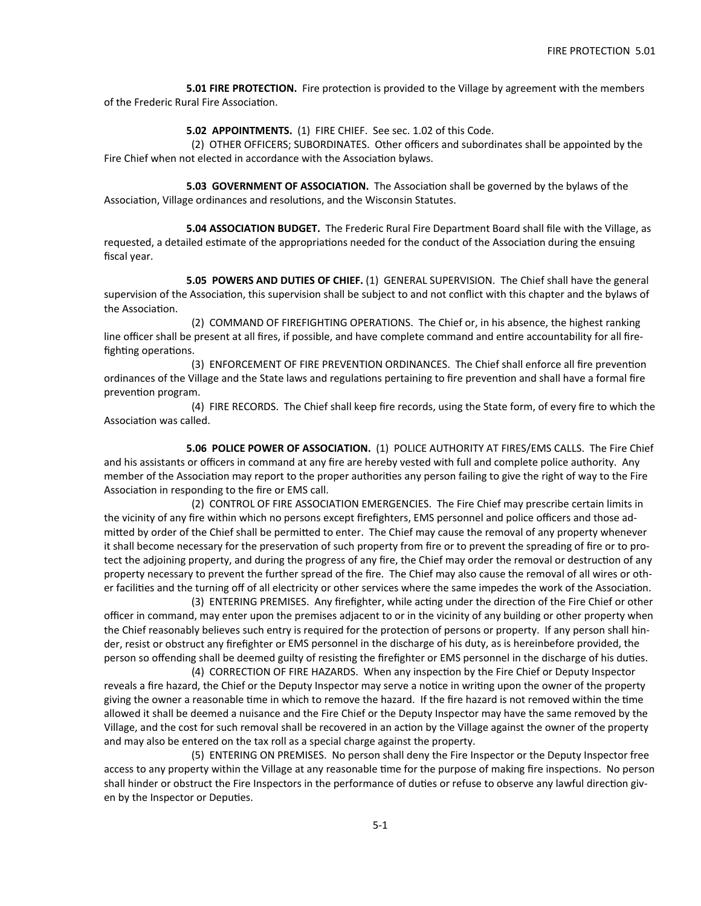**5.01 FIRE PROTECTION.** Fire protection is provided to the Village by agreement with the members of the Frederic Rural Fire Association.

**5.02 APPOINTMENTS.** (1) FIRE CHIEF. See sec. 1.02 of this Code.

(2) OTHER OFFICERS; SUBORDINATES. Other officers and subordinates shall be appointed by the Fire Chief when not elected in accordance with the Association bylaws.

**5.03 GOVERNMENT OF ASSOCIATION.** The Association shall be governed by the bylaws of the Association, Village ordinances and resolutions, and the Wisconsin Statutes.

**5.04 ASSOCIATION BUDGET.** The Frederic Rural Fire Department Board shall file with the Village, as requested, a detailed estimate of the appropriations needed for the conduct of the Association during the ensuing fiscal year.

**5.05 POWERS AND DUTIES OF CHIEF.** (1) GENERAL SUPERVISION. The Chief shall have the general supervision of the Association, this supervision shall be subject to and not conflict with this chapter and the bylaws of the Association.

(2) COMMAND OF FIREFIGHTING OPERATIONS. The Chief or, in his absence, the highest ranking line officer shall be present at all fires, if possible, and have complete command and entire accountability for all firefighting operations.

(3) ENFORCEMENT OF FIRE PREVENTION ORDINANCES. The Chief shall enforce all fire prevention ordinances of the Village and the State laws and regulations pertaining to fire prevention and shall have a formal fire prevention program.

(4) FIRE RECORDS. The Chief shall keep fire records, using the State form, of every fire to which the Association was called.

**5.06 POLICE POWER OF ASSOCIATION.** (1) POLICE AUTHORITY AT FIRES/EMS CALLS. The Fire Chief and his assistants or officers in command at any fire are hereby vested with full and complete police authority. Any member of the Association may report to the proper authorities any person failing to give the right of way to the Fire Association in responding to the fire or EMS call.

(2) CONTROL OF FIRE ASSOCIATION EMERGENCIES. The Fire Chief may prescribe certain limits in the vicinity of any fire within which no persons except firefighters, EMS personnel and police officers and those admitted by order of the Chief shall be permitted to enter. The Chief may cause the removal of any property whenever it shall become necessary for the preservation of such property from fire or to prevent the spreading of fire or to protect the adjoining property, and during the progress of any fire, the Chief may order the removal or destruction of any property necessary to prevent the further spread of the fire. The Chief may also cause the removal of all wires or other facilities and the turning off of all electricity or other services where the same impedes the work of the Association.

(3) ENTERING PREMISES. Any firefighter, while acting under the direction of the Fire Chief or other officer in command, may enter upon the premises adjacent to or in the vicinity of any building or other property when the Chief reasonably believes such entry is required for the protection of persons or property. If any person shall hinder, resist or obstruct any firefighter or EMS personnel in the discharge of his duty, as is hereinbefore provided, the person so offending shall be deemed guilty of resisting the firefighter or EMS personnel in the discharge of his duties.

(4) CORRECTION OF FIRE HAZARDS. When any inspection by the Fire Chief or Deputy Inspector reveals a fire hazard, the Chief or the Deputy Inspector may serve a notice in writing upon the owner of the property giving the owner a reasonable time in which to remove the hazard. If the fire hazard is not removed within the time allowed it shall be deemed a nuisance and the Fire Chief or the Deputy Inspector may have the same removed by the Village, and the cost for such removal shall be recovered in an action by the Village against the owner of the property and may also be entered on the tax roll as a special charge against the property.

(5) ENTERING ON PREMISES. No person shall deny the Fire Inspector or the Deputy Inspector free access to any property within the Village at any reasonable time for the purpose of making fire inspections. No person shall hinder or obstruct the Fire Inspectors in the performance of duties or refuse to observe any lawful direction given by the Inspector or Deputies.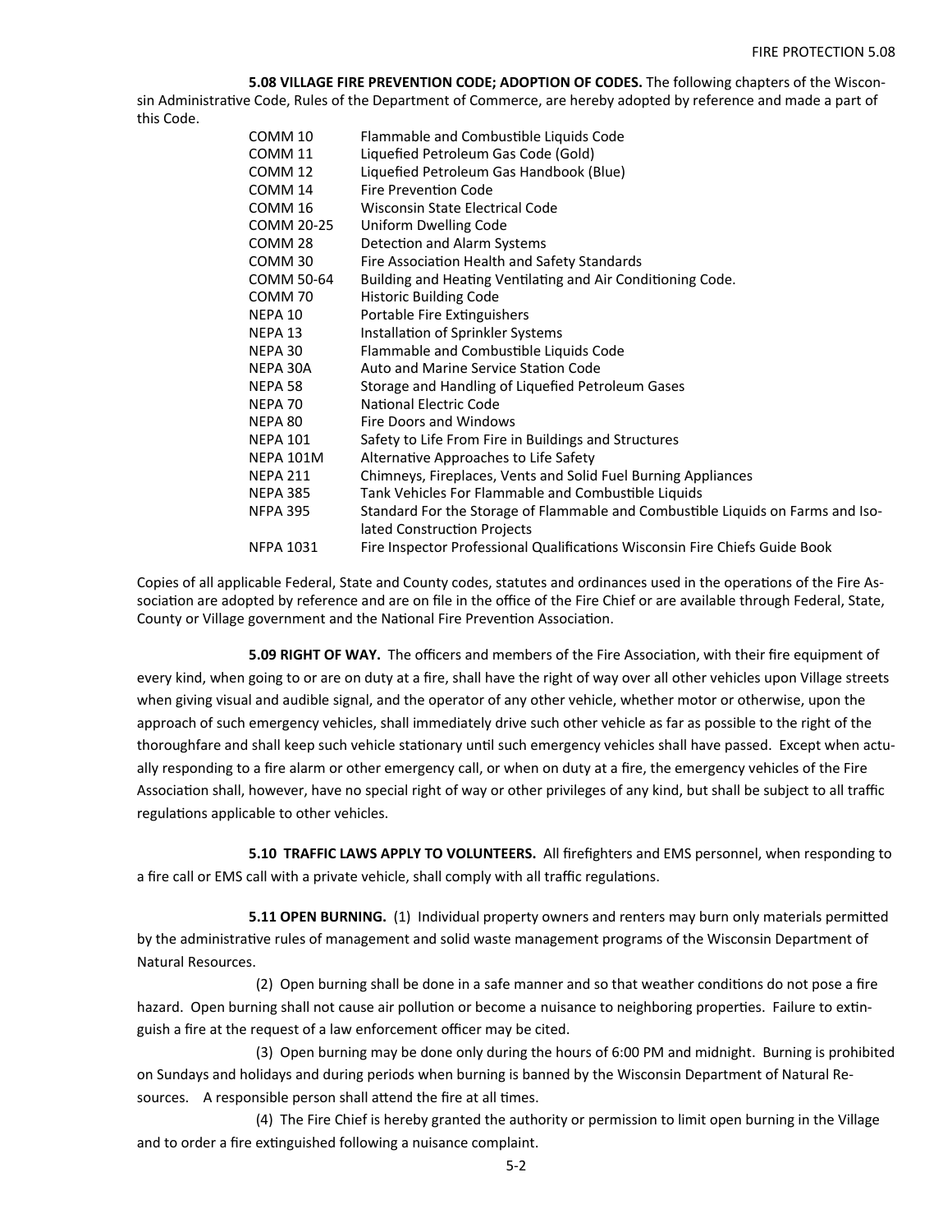**5.08 VILLAGE FIRE PREVENTION CODE; ADOPTION OF CODES.** The following chapters of the Wisconsin Administrative Code, Rules of the Department of Commerce, are hereby adopted by reference and made a part of this Code.

| | |
|---|---|
| COMM 10 | Flammable and Combustible Liquids Code |
| COMM 11 | Liquefied Petroleum Gas Code (Gold) |
| COMM 12 | Liquefied Petroleum Gas Handbook (Blue) |
| COMM 14 | Fire Prevention Code |
| COMM 16 | Wisconsin State Electrical Code |
| COMM 20-25 | Uniform Dwelling Code |
| COMM 28 | Detection and Alarm Systems |
| COMM 30 | Fire Association Health and Safety Standards |
| COMM 50-64 | Building and Heating Ventilating and Air Conditioning Code. |
| COMM 70 | Historic Building Code |
| NEPA 10 | Portable Fire Extinguishers |
| NEPA 13 | Installation of Sprinkler Systems |
| NEPA 30 | Flammable and Combustible Liquids Code |
| NEPA 30A | Auto and Marine Service Station Code |
| NEPA 58 | Storage and Handling of Liquefied Petroleum Gases |
| NEPA 70 | National Electric Code |
| NEPA 80 | Fire Doors and Windows |
| NEPA 101 | Safety to Life From Fire in Buildings and Structures |
| NEPA 101M | Alternative Approaches to Life Safety |
| NEPA 211 | Chimneys, Fireplaces, Vents and Solid Fuel Burning Appliances |
| NEPA 385 | Tank Vehicles For Flammable and Combustible Liquids |
| NFPA 395 | Standard For the Storage of Flammable and Combustible Liquids on Farms and Isolated Construction Projects |
| NFPA 1031 | Fire Inspector Professional Qualifications Wisconsin Fire Chiefs Guide Book |

Copies of all applicable Federal, State and County codes, statutes and ordinances used in the operations of the Fire Association are adopted by reference and are on file in the office of the Fire Chief or are available through Federal, State, County or Village government and the National Fire Prevention Association.

**5.09 RIGHT OF WAY.** The officers and members of the Fire Association, with their fire equipment of every kind, when going to or are on duty at a fire, shall have the right of way over all other vehicles upon Village streets when giving visual and audible signal, and the operator of any other vehicle, whether motor or otherwise, upon the approach of such emergency vehicles, shall immediately drive such other vehicle as far as possible to the right of the thoroughfare and shall keep such vehicle stationary until such emergency vehicles shall have passed. Except when actually responding to a fire alarm or other emergency call, or when on duty at a fire, the emergency vehicles of the Fire Association shall, however, have no special right of way or other privileges of any kind, but shall be subject to all traffic regulations applicable to other vehicles.

**5.10 TRAFFIC LAWS APPLY TO VOLUNTEERS.** All firefighters and EMS personnel, when responding to a fire call or EMS call with a private vehicle, shall comply with all traffic regulations.

**5.11 OPEN BURNING.** (1) Individual property owners and renters may burn only materials permitted by the administrative rules of management and solid waste management programs of the Wisconsin Department of Natural Resources.

(2) Open burning shall be done in a safe manner and so that weather conditions do not pose a fire hazard. Open burning shall not cause air pollution or become a nuisance to neighboring properties. Failure to extinguish a fire at the request of a law enforcement officer may be cited.

(3) Open burning may be done only during the hours of 6:00 PM and midnight. Burning is prohibited on Sundays and holidays and during periods when burning is banned by the Wisconsin Department of Natural Resources. A responsible person shall attend the fire at all times.

(4) The Fire Chief is hereby granted the authority or permission to limit open burning in the Village and to order a fire extinguished following a nuisance complaint.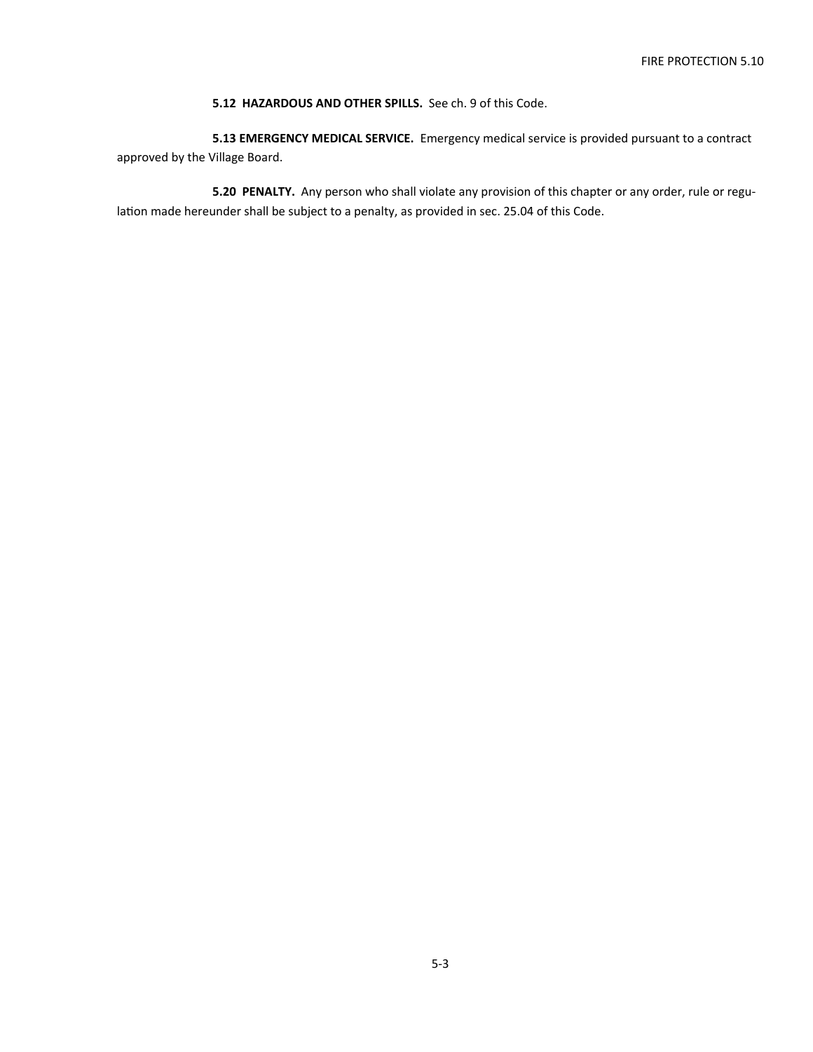**5.12 HAZARDOUS AND OTHER SPILLS.** See ch. 9 of this Code.

**5.13 EMERGENCY MEDICAL SERVICE.** Emergency medical service is provided pursuant to a contract approved by the Village Board.

**5.20 PENALTY.** Any person who shall violate any provision of this chapter or any order, rule or regulation made hereunder shall be subject to a penalty, as provided in sec. 25.04 of this Code.